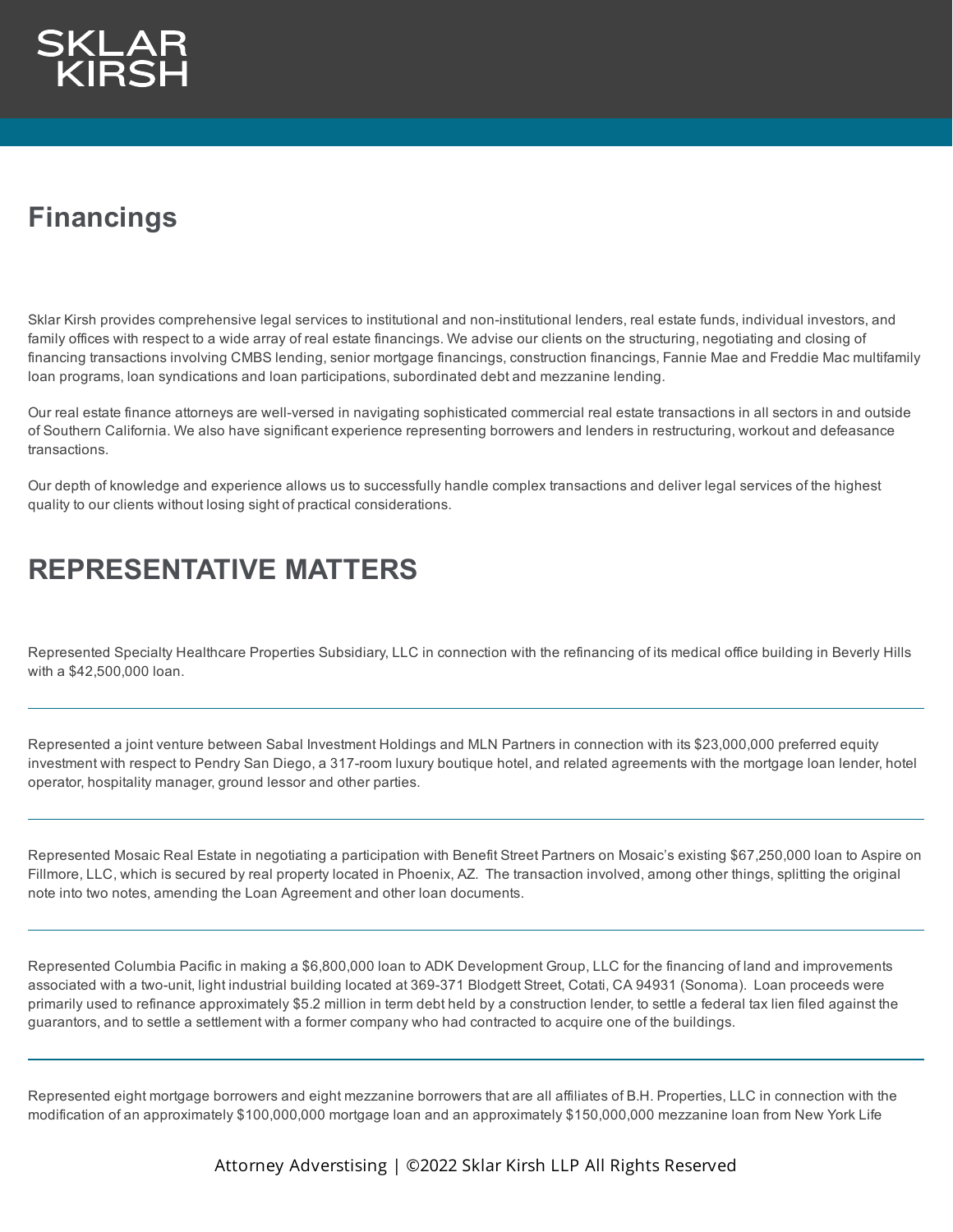SKLAR KIRSH

# Financings

Sklar Kirsh provides comprehensive legal services to institutional and non-institutional lenders, real estate funds, individual investors, and family offices with respect to a wide array of real estate financings. We advise our clients on the structuring, negotiating and closing of financing transactions involving CMBS lending, senior mortgage financings, construction financings, Fannie Mae and Freddie Mac multifamily loan programs, loan syndications and loan participations, subordinated debt and mezzanine lending.

Our real estate finance attorneys are well-versed in navigating sophisticated commercial real estate transactions in all sectors in and outside of Southern California. We also have significant experience representing borrowers and lenders in restructuring, workout and defeasance transactions.

Our depth of knowledge and experience allows us to successfully handle complex transactions and deliver legal services of the highest quality to our clients without losing sight of practical considerations.

# REPRESENTATIVE MATTERS

Represented Specialty Healthcare Properties Subsidiary, LLC in connection with the refinancing of its medical office building in Beverly Hills with a $42,500,000 loan.

---

Represented a joint venture between Sabal Investment Holdings and MLN Partners in connection with its $23,000,000 preferred equity investment with respect to Pendry San Diego, a 317-room luxury boutique hotel, and related agreements with the mortgage loan lender, hotel operator, hospitality manager, ground lessor and other parties.

---

Represented Mosaic Real Estate in negotiating a participation with Benefit Street Partners on Mosaic's existing $67,250,000 loan to Aspire on Fillmore, LLC, which is secured by real property located in Phoenix, AZ. The transaction involved, among other things, splitting the original note into two notes, amending the Loan Agreement and other loan documents.

---

Represented Columbia Pacific in making a $6,800,000 loan to ADK Development Group, LLC for the financing of land and improvements associated with a two-unit, light industrial building located at 369-371 Blodgett Street, Cotati, CA 94931 (Sonoma). Loan proceeds were primarily used to refinance approximately $5.2 million in term debt held by a construction lender, to settle a federal tax lien filed against the guarantors, and to settle a settlement with a former company who had contracted to acquire one of the buildings.

---

Represented eight mortgage borrowers and eight mezzanine borrowers that are all affiliates of B.H. Properties, LLC in connection with the modification of an approximately $100,000,000 mortgage loan and an approximately $150,000,000 mezzanine loan from New York Life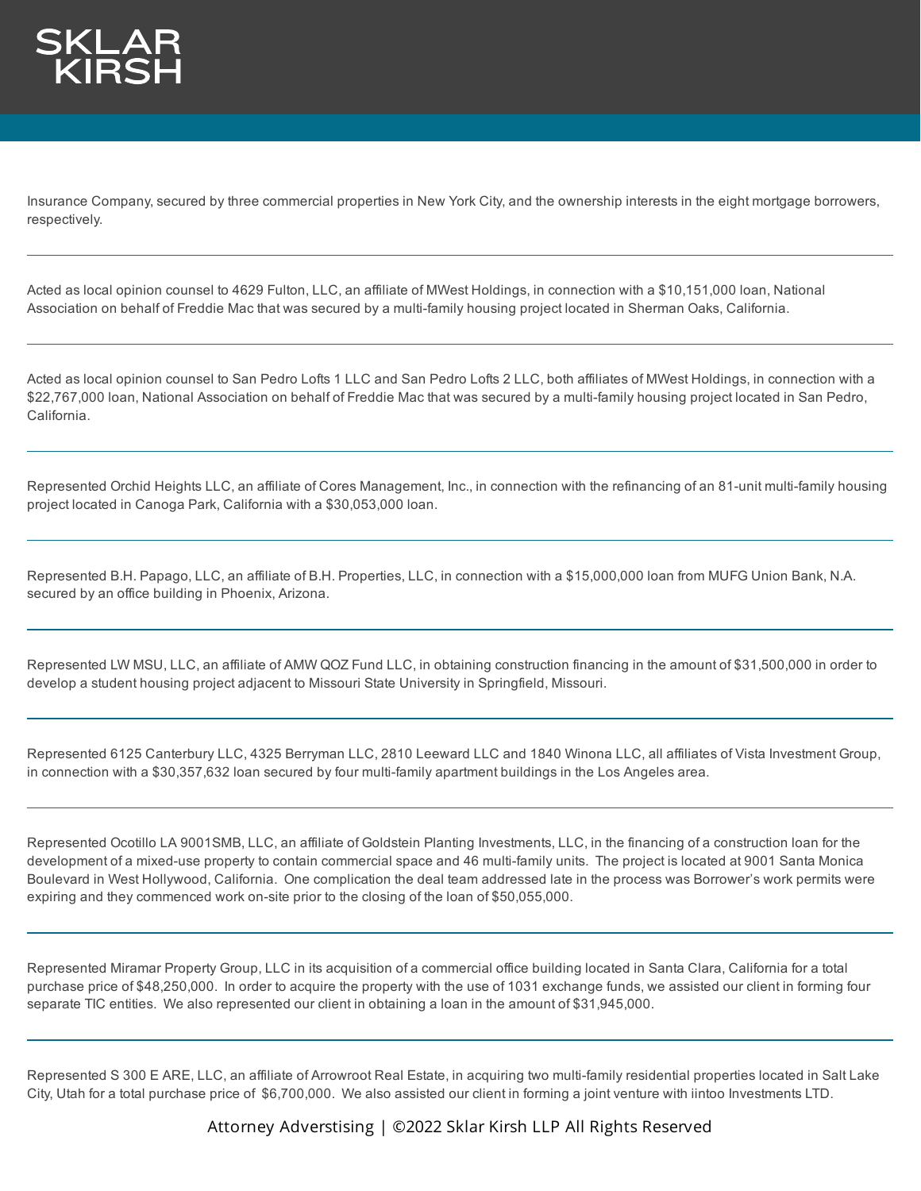Insurance Company, secured by three commercial properties in New York City, and the ownership interests in the eight mortgage borrowers, respectively.

---

Acted as local opinion counsel to 4629 Fulton, LLC, an affiliate of MWest Holdings, in connection with a $10,151,000 loan, National Association on behalf of Freddie Mac that was secured by a multi-family housing project located in Sherman Oaks, California.

---

Acted as local opinion counsel to San Pedro Lofts 1 LLC and San Pedro Lofts 2 LLC, both affiliates of MWest Holdings, in connection with a $22,767,000 loan, National Association on behalf of Freddie Mac that was secured by a multi-family housing project located in San Pedro, California.

---

Represented Orchid Heights LLC, an affiliate of Cores Management, Inc., in connection with the refinancing of an 81-unit multi-family housing project located in Canoga Park, California with a $30,053,000 loan.

---

Represented B.H. Papago, LLC, an affiliate of B.H. Properties, LLC, in connection with a $15,000,000 loan from MUFG Union Bank, N.A. secured by an office building in Phoenix, Arizona.

---

Represented LW MSU, LLC, an affiliate of AMW QOZ Fund LLC, in obtaining construction financing in the amount of $31,500,000 in order to develop a student housing project adjacent to Missouri State University in Springfield, Missouri.

---

Represented 6125 Canterbury LLC, 4325 Berryman LLC, 2810 Leeward LLC and 1840 Winona LLC, all affiliates of Vista Investment Group, in connection with a $30,357,632 loan secured by four multi-family apartment buildings in the Los Angeles area.

---

Represented Ocotillo LA 9001SMB, LLC, an affiliate of Goldstein Planting Investments, LLC, in the financing of a construction loan for the development of a mixed-use property to contain commercial space and 46 multi-family units. The project is located at 9001 Santa Monica Boulevard in West Hollywood, California. One complication the deal team addressed late in the process was Borrower's work permits were expiring and they commenced work on-site prior to the closing of the loan of $50,055,000.

---

Represented Miramar Property Group, LLC in its acquisition of a commercial office building located in Santa Clara, California for a total purchase price of $48,250,000. In order to acquire the property with the use of 1031 exchange funds, we assisted our client in forming four separate TIC entities. We also represented our client in obtaining a loan in the amount of $31,945,000.

---

Represented S 300 E ARE, LLC, an affiliate of Arrowroot Real Estate, in acquiring two multi-family residential properties located in Salt Lake City, Utah for a total purchase price of $6,700,000. We also assisted our client in forming a joint venture with iintoo Investments LTD.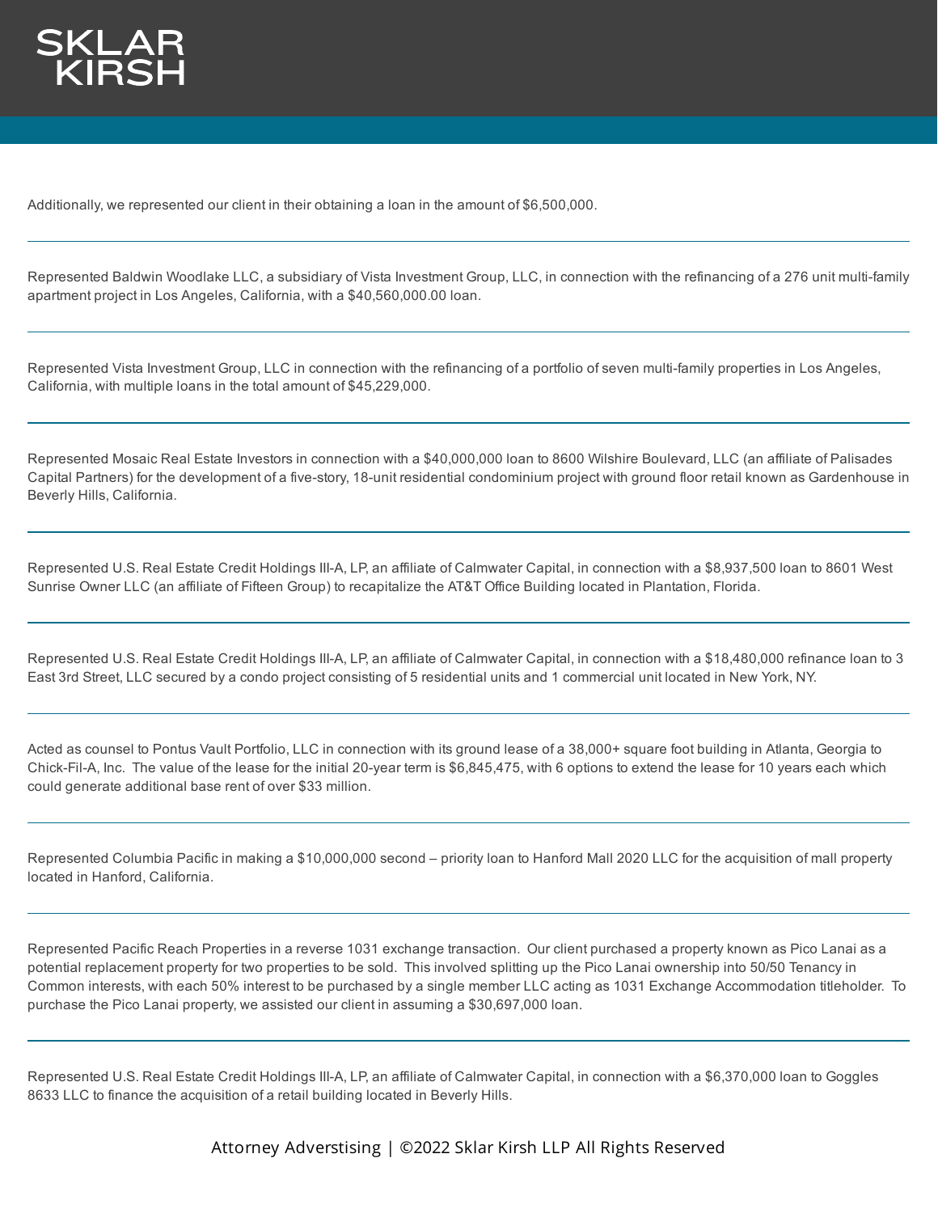Additionally, we represented our client in their obtaining a loan in the amount of $6,500,000.

---

Represented Baldwin Woodlake LLC, a subsidiary of Vista Investment Group, LLC, in connection with the refinancing of a 276 unit multi-family apartment project in Los Angeles, California, with a $40,560,000.00 loan.

---

Represented Vista Investment Group, LLC in connection with the refinancing of a portfolio of seven multi-family properties in Los Angeles, California, with multiple loans in the total amount of $45,229,000.

---

Represented Mosaic Real Estate Investors in connection with a $40,000,000 loan to 8600 Wilshire Boulevard, LLC (an affiliate of Palisades Capital Partners) for the development of a five-story, 18-unit residential condominium project with ground floor retail known as Gardenhouse in Beverly Hills, California.

---

Represented U.S. Real Estate Credit Holdings III-A, LP, an affiliate of Calmwater Capital, in connection with a $8,937,500 loan to 8601 West Sunrise Owner LLC (an affiliate of Fifteen Group) to recapitalize the AT&T Office Building located in Plantation, Florida.

---

Represented U.S. Real Estate Credit Holdings III-A, LP, an affiliate of Calmwater Capital, in connection with a $18,480,000 refinance loan to 3 East 3rd Street, LLC secured by a condo project consisting of 5 residential units and 1 commercial unit located in New York, NY.

---

Acted as counsel to Pontus Vault Portfolio, LLC in connection with its ground lease of a 38,000+ square foot building in Atlanta, Georgia to Chick-Fil-A, Inc. The value of the lease for the initial 20-year term is $6,845,475, with 6 options to extend the lease for 10 years each which could generate additional base rent of over $33 million.

---

Represented Columbia Pacific in making a $10,000,000 second – priority loan to Hanford Mall 2020 LLC for the acquisition of mall property located in Hanford, California.

---

Represented Pacific Reach Properties in a reverse 1031 exchange transaction. Our client purchased a property known as Pico Lanai as a potential replacement property for two properties to be sold. This involved splitting up the Pico Lanai ownership into 50/50 Tenancy in Common interests, with each 50% interest to be purchased by a single member LLC acting as 1031 Exchange Accommodation titleholder. To purchase the Pico Lanai property, we assisted our client in assuming a $30,697,000 loan.

---

Represented U.S. Real Estate Credit Holdings III-A, LP, an affiliate of Calmwater Capital, in connection with a $6,370,000 loan to Goggles 8633 LLC to finance the acquisition of a retail building located in Beverly Hills.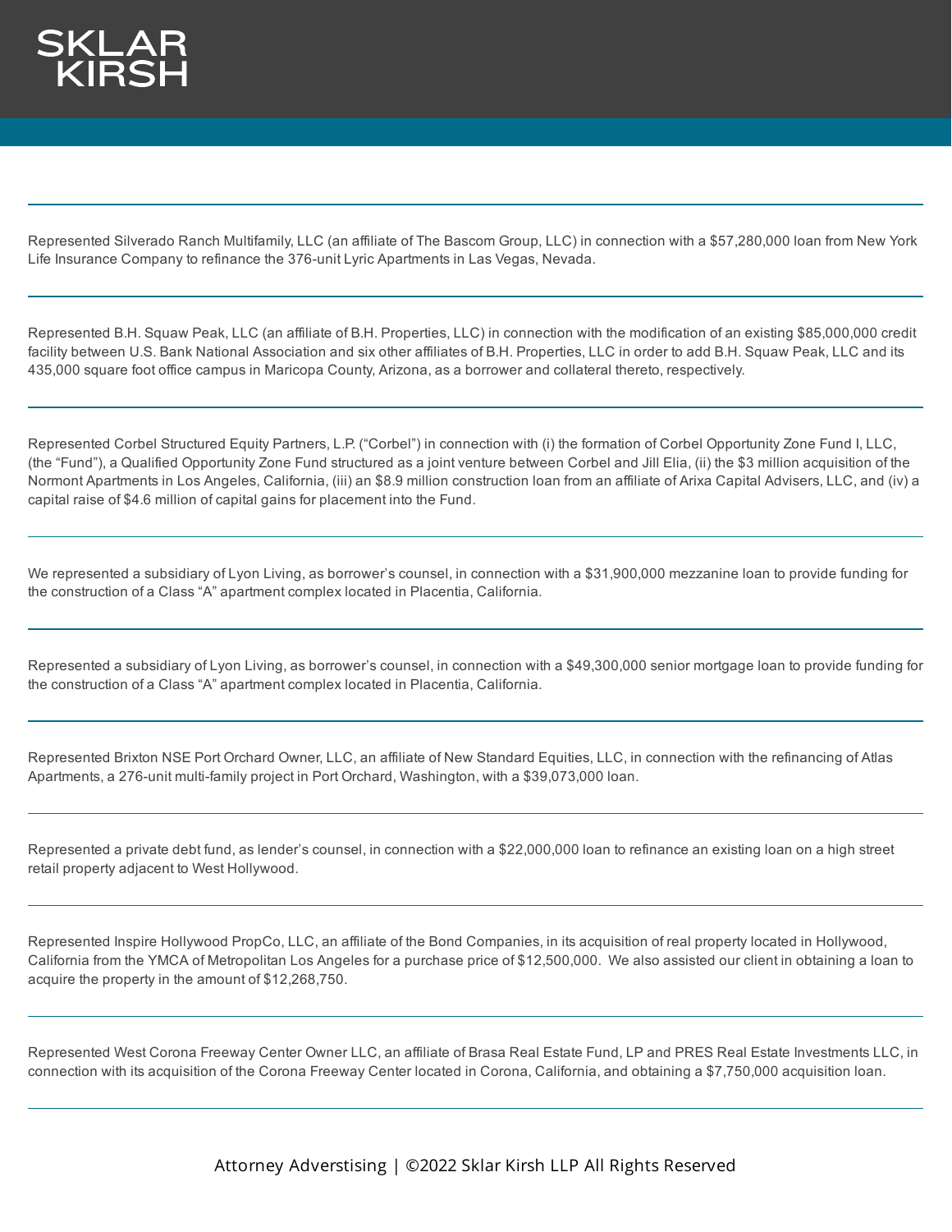Represented Silverado Ranch Multifamily, LLC (an affiliate of The Bascom Group, LLC) in connection with a $57,280,000 loan from New York Life Insurance Company to refinance the 376-unit Lyric Apartments in Las Vegas, Nevada.

---

Represented B.H. Squaw Peak, LLC (an affiliate of B.H. Properties, LLC) in connection with the modification of an existing $85,000,000 credit facility between U.S. Bank National Association and six other affiliates of B.H. Properties, LLC in order to add B.H. Squaw Peak, LLC and its 435,000 square foot office campus in Maricopa County, Arizona, as a borrower and collateral thereto, respectively.

---

Represented Corbel Structured Equity Partners, L.P. ("Corbel") in connection with (i) the formation of Corbel Opportunity Zone Fund I, LLC, (the "Fund"), a Qualified Opportunity Zone Fund structured as a joint venture between Corbel and Jill Elia, (ii) the $3 million acquisition of the Normont Apartments in Los Angeles, California, (iii) an $8.9 million construction loan from an affiliate of Arixa Capital Advisers, LLC, and (iv) a capital raise of $4.6 million of capital gains for placement into the Fund.

---

We represented a subsidiary of Lyon Living, as borrower's counsel, in connection with a $31,900,000 mezzanine loan to provide funding for the construction of a Class "A" apartment complex located in Placentia, California.

---

Represented a subsidiary of Lyon Living, as borrower's counsel, in connection with a $49,300,000 senior mortgage loan to provide funding for the construction of a Class "A" apartment complex located in Placentia, California.

---

Represented Brixton NSE Port Orchard Owner, LLC, an affiliate of New Standard Equities, LLC, in connection with the refinancing of Atlas Apartments, a 276-unit multi-family project in Port Orchard, Washington, with a $39,073,000 loan.

---

Represented a private debt fund, as lender's counsel, in connection with a $22,000,000 loan to refinance an existing loan on a high street retail property adjacent to West Hollywood.

---

Represented Inspire Hollywood PropCo, LLC, an affiliate of the Bond Companies, in its acquisition of real property located in Hollywood, California from the YMCA of Metropolitan Los Angeles for a purchase price of $12,500,000. We also assisted our client in obtaining a loan to acquire the property in the amount of $12,268,750.

---

Represented West Corona Freeway Center Owner LLC, an affiliate of Brasa Real Estate Fund, LP and PRES Real Estate Investments LLC, in connection with its acquisition of the Corona Freeway Center located in Corona, California, and obtaining a $7,750,000 acquisition loan.

---

Attorney Adverstising | ©2022 Sklar Kirsh LLP All Rights Reserved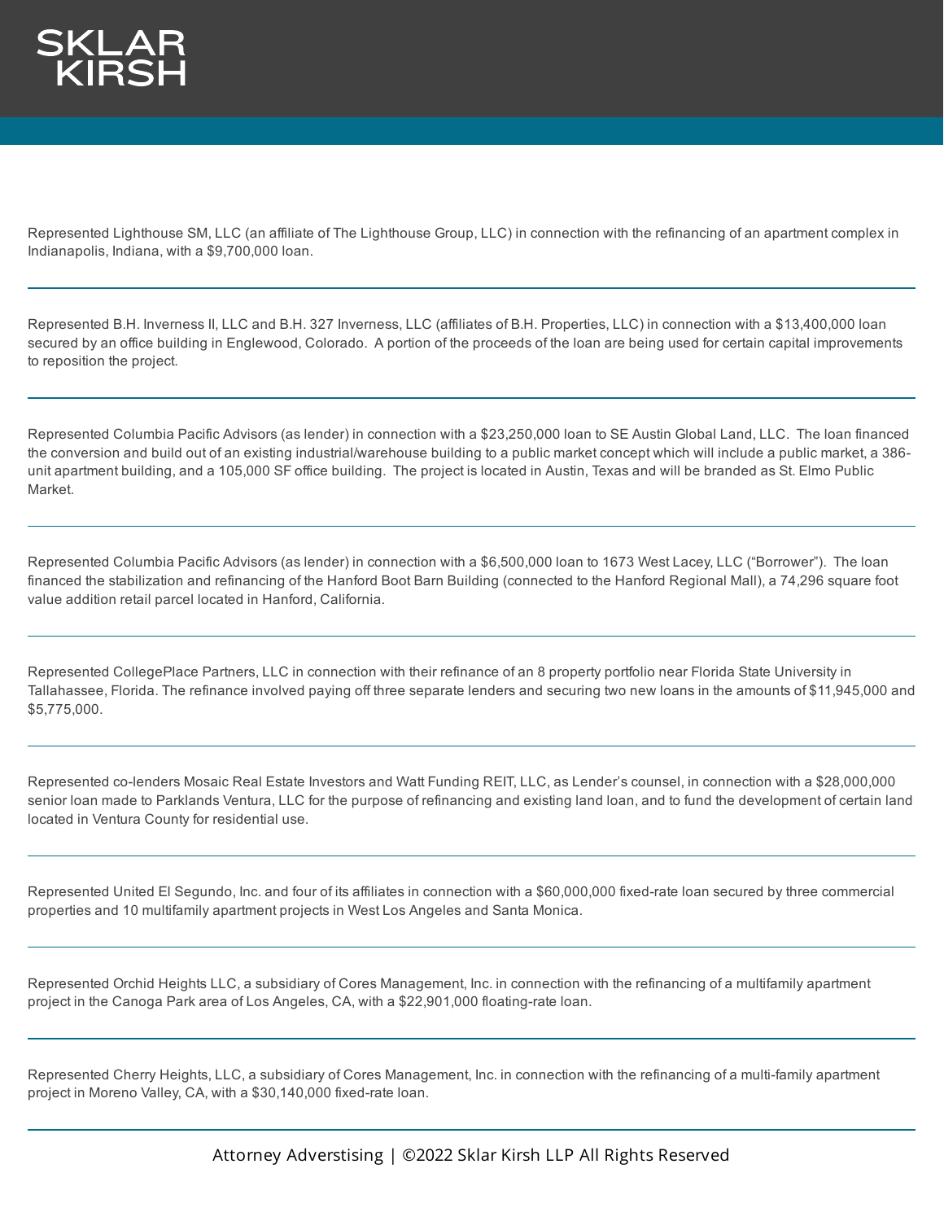Represented Lighthouse SM, LLC (an affiliate of The Lighthouse Group, LLC) in connection with the refinancing of an apartment complex in Indianapolis, Indiana, with a $9,700,000 loan.

---

Represented B.H. Inverness II, LLC and B.H. 327 Inverness, LLC (affiliates of B.H. Properties, LLC) in connection with a $13,400,000 loan secured by an office building in Englewood, Colorado.  A portion of the proceeds of the loan are being used for certain capital improvements to reposition the project.

---

Represented Columbia Pacific Advisors (as lender) in connection with a $23,250,000 loan to SE Austin Global Land, LLC.  The loan financed the conversion and build out of an existing industrial/warehouse building to a public market concept which will include a public market, a 386-unit apartment building, and a 105,000 SF office building.  The project is located in Austin, Texas and will be branded as St. Elmo Public Market.

---

Represented Columbia Pacific Advisors (as lender) in connection with a $6,500,000 loan to 1673 West Lacey, LLC ("Borrower").  The loan financed the stabilization and refinancing of the Hanford Boot Barn Building (connected to the Hanford Regional Mall), a 74,296 square foot value addition retail parcel located in Hanford, California.

---

Represented CollegePlace Partners, LLC in connection with their refinance of an 8 property portfolio near Florida State University in Tallahassee, Florida. The refinance involved paying off three separate lenders and securing two new loans in the amounts of $11,945,000 and $5,775,000.

---

Represented co-lenders Mosaic Real Estate Investors and Watt Funding REIT, LLC, as Lender's counsel, in connection with a $28,000,000 senior loan made to Parklands Ventura, LLC for the purpose of refinancing and existing land loan, and to fund the development of certain land located in Ventura County for residential use.

---

Represented United El Segundo, Inc. and four of its affiliates in connection with a $60,000,000 fixed-rate loan secured by three commercial properties and 10 multifamily apartment projects in West Los Angeles and Santa Monica.

---

Represented Orchid Heights LLC, a subsidiary of Cores Management, Inc. in connection with the refinancing of a multifamily apartment project in the Canoga Park area of Los Angeles, CA, with a $22,901,000 floating-rate loan.

---

Represented Cherry Heights, LLC, a subsidiary of Cores Management, Inc. in connection with the refinancing of a multi-family apartment project in Moreno Valley, CA, with a $30,140,000 fixed-rate loan.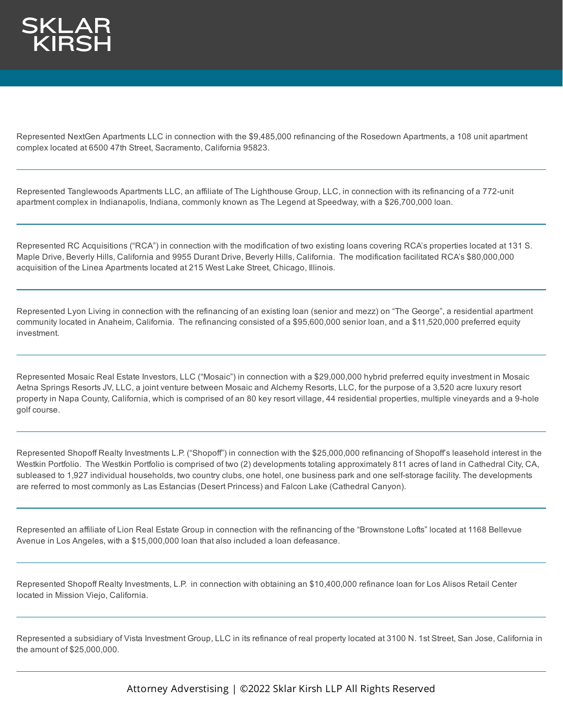Represented NextGen Apartments LLC in connection with the $9,485,000 refinancing of the Rosedown Apartments, a 108 unit apartment complex located at 6500 47th Street, Sacramento, California 95823.

---

Represented Tanglewoods Apartments LLC, an affiliate of The Lighthouse Group, LLC, in connection with its refinancing of a 772-unit apartment complex in Indianapolis, Indiana, commonly known as The Legend at Speedway, with a $26,700,000 loan.

---

Represented RC Acquisitions ("RCA") in connection with the modification of two existing loans covering RCA's properties located at 131 S. Maple Drive, Beverly Hills, California and 9955 Durant Drive, Beverly Hills, California. The modification facilitated RCA's $80,000,000 acquisition of the Linea Apartments located at 215 West Lake Street, Chicago, Illinois.

---

Represented Lyon Living in connection with the refinancing of an existing loan (senior and mezz) on "The George", a residential apartment community located in Anaheim, California. The refinancing consisted of a $95,600,000 senior loan, and a $11,520,000 preferred equity investment.

---

Represented Mosaic Real Estate Investors, LLC ("Mosaic") in connection with a $29,000,000 hybrid preferred equity investment in Mosaic Aetna Springs Resorts JV, LLC, a joint venture between Mosaic and Alchemy Resorts, LLC, for the purpose of a 3,520 acre luxury resort property in Napa County, California, which is comprised of an 80 key resort village, 44 residential properties, multiple vineyards and a 9-hole golf course.

---

Represented Shopoff Realty Investments L.P. ("Shopoff") in connection with the $25,000,000 refinancing of Shopoff's leasehold interest in the Westkin Portfolio. The Westkin Portfolio is comprised of two (2) developments totaling approximately 811 acres of land in Cathedral City, CA, subleased to 1,927 individual households, two country clubs, one hotel, one business park and one self-storage facility. The developments are referred to most commonly as Las Estancias (Desert Princess) and Falcon Lake (Cathedral Canyon).

---

Represented an affiliate of Lion Real Estate Group in connection with the refinancing of the "Brownstone Lofts" located at 1168 Bellevue Avenue in Los Angeles, with a $15,000,000 loan that also included a loan defeasance.

---

Represented Shopoff Realty Investments, L.P. in connection with obtaining an $10,400,000 refinance loan for Los Alisos Retail Center located in Mission Viejo, California.

---

Represented a subsidiary of Vista Investment Group, LLC in its refinance of real property located at 3100 N. 1st Street, San Jose, California in the amount of $25,000,000.

---

Attorney Adverstising | ©2022 Sklar Kirsh LLP All Rights Reserved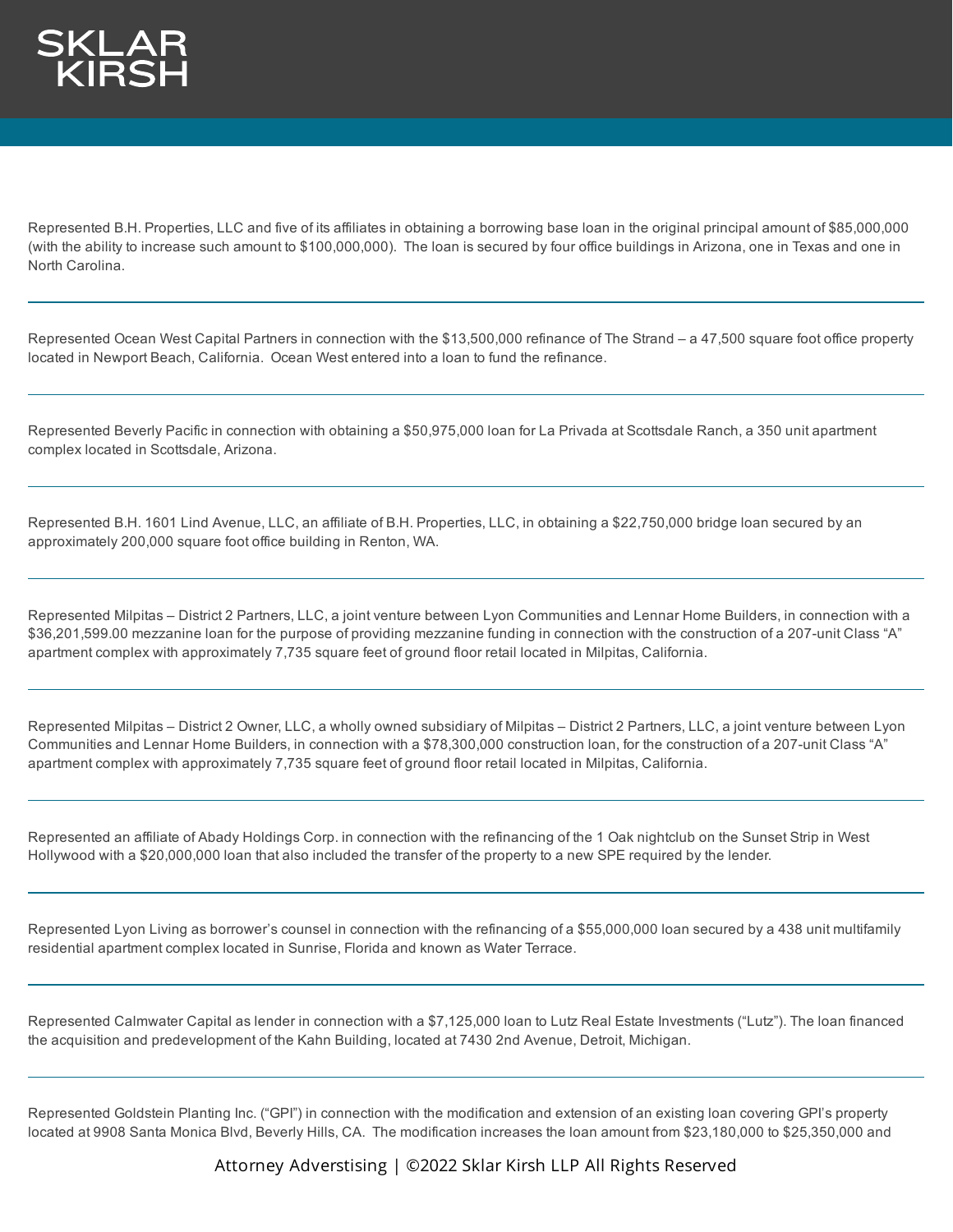Represented B.H. Properties, LLC and five of its affiliates in obtaining a borrowing base loan in the original principal amount of $85,000,000 (with the ability to increase such amount to $100,000,000). The loan is secured by four office buildings in Arizona, one in Texas and one in North Carolina.

---

Represented Ocean West Capital Partners in connection with the $13,500,000 refinance of The Strand – a 47,500 square foot office property located in Newport Beach, California. Ocean West entered into a loan to fund the refinance.

---

Represented Beverly Pacific in connection with obtaining a $50,975,000 loan for La Privada at Scottsdale Ranch, a 350 unit apartment complex located in Scottsdale, Arizona.

---

Represented B.H. 1601 Lind Avenue, LLC, an affiliate of B.H. Properties, LLC, in obtaining a $22,750,000 bridge loan secured by an approximately 200,000 square foot office building in Renton, WA.

---

Represented Milpitas – District 2 Partners, LLC, a joint venture between Lyon Communities and Lennar Home Builders, in connection with a $36,201,599.00 mezzanine loan for the purpose of providing mezzanine funding in connection with the construction of a 207-unit Class "A" apartment complex with approximately 7,735 square feet of ground floor retail located in Milpitas, California.

---

Represented Milpitas – District 2 Owner, LLC, a wholly owned subsidiary of Milpitas – District 2 Partners, LLC, a joint venture between Lyon Communities and Lennar Home Builders, in connection with a $78,300,000 construction loan, for the construction of a 207-unit Class "A" apartment complex with approximately 7,735 square feet of ground floor retail located in Milpitas, California.

---

Represented an affiliate of Abady Holdings Corp. in connection with the refinancing of the 1 Oak nightclub on the Sunset Strip in West Hollywood with a $20,000,000 loan that also included the transfer of the property to a new SPE required by the lender.

---

Represented Lyon Living as borrower's counsel in connection with the refinancing of a $55,000,000 loan secured by a 438 unit multifamily residential apartment complex located in Sunrise, Florida and known as Water Terrace.

---

Represented Calmwater Capital as lender in connection with a $7,125,000 loan to Lutz Real Estate Investments ("Lutz"). The loan financed the acquisition and predevelopment of the Kahn Building, located at 7430 2nd Avenue, Detroit, Michigan.

---

Represented Goldstein Planting Inc. ("GPI") in connection with the modification and extension of an existing loan covering GPI's property located at 9908 Santa Monica Blvd, Beverly Hills, CA. The modification increases the loan amount from $23,180,000 to $25,350,000 and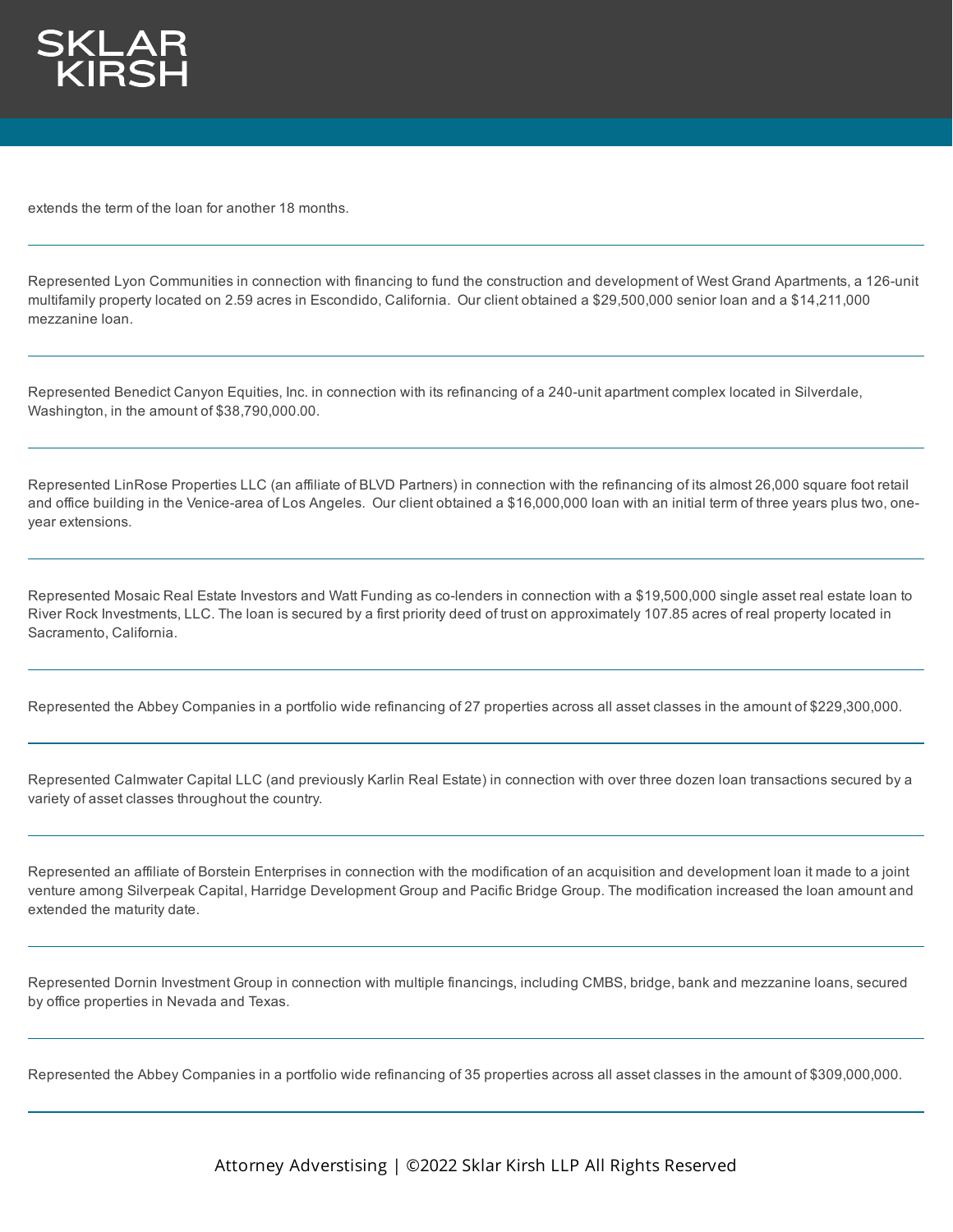extends the term of the loan for another 18 months.

---

Represented Lyon Communities in connection with financing to fund the construction and development of West Grand Apartments, a 126-unit multifamily property located on 2.59 acres in Escondido, California. Our client obtained a $29,500,000 senior loan and a $14,211,000 mezzanine loan.

---

Represented Benedict Canyon Equities, Inc. in connection with its refinancing of a 240-unit apartment complex located in Silverdale, Washington, in the amount of $38,790,000.00.

---

Represented LinRose Properties LLC (an affiliate of BLVD Partners) in connection with the refinancing of its almost 26,000 square foot retail and office building in the Venice-area of Los Angeles. Our client obtained a $16,000,000 loan with an initial term of three years plus two, one-year extensions.

---

Represented Mosaic Real Estate Investors and Watt Funding as co-lenders in connection with a $19,500,000 single asset real estate loan to River Rock Investments, LLC. The loan is secured by a first priority deed of trust on approximately 107.85 acres of real property located in Sacramento, California.

---

Represented the Abbey Companies in a portfolio wide refinancing of 27 properties across all asset classes in the amount of $229,300,000.

---

Represented Calmwater Capital LLC (and previously Karlin Real Estate) in connection with over three dozen loan transactions secured by a variety of asset classes throughout the country.

---

Represented an affiliate of Borstein Enterprises in connection with the modification of an acquisition and development loan it made to a joint venture among Silverpeak Capital, Harridge Development Group and Pacific Bridge Group. The modification increased the loan amount and extended the maturity date.

---

Represented Dornin Investment Group in connection with multiple financings, including CMBS, bridge, bank and mezzanine loans, secured by office properties in Nevada and Texas.

---

Represented the Abbey Companies in a portfolio wide refinancing of 35 properties across all asset classes in the amount of $309,000,000.

---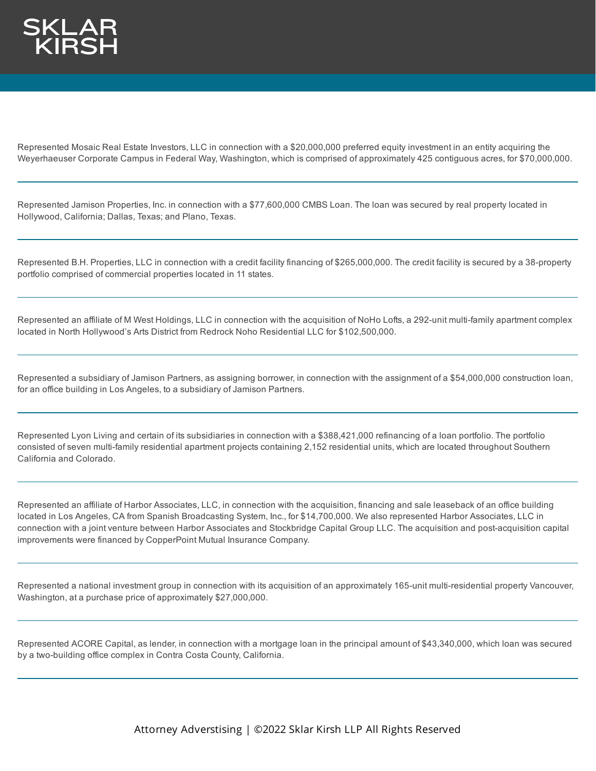Represented Mosaic Real Estate Investors, LLC in connection with a $20,000,000 preferred equity investment in an entity acquiring the Weyerhaeuser Corporate Campus in Federal Way, Washington, which is comprised of approximately 425 contiguous acres, for $70,000,000.

---

Represented Jamison Properties, Inc. in connection with a $77,600,000 CMBS Loan. The loan was secured by real property located in Hollywood, California; Dallas, Texas; and Plano, Texas.

---

Represented B.H. Properties, LLC in connection with a credit facility financing of $265,000,000. The credit facility is secured by a 38-property portfolio comprised of commercial properties located in 11 states.

---

Represented an affiliate of M West Holdings, LLC in connection with the acquisition of NoHo Lofts, a 292-unit multi-family apartment complex located in North Hollywood's Arts District from Redrock Noho Residential LLC for $102,500,000.

---

Represented a subsidiary of Jamison Partners, as assigning borrower, in connection with the assignment of a $54,000,000 construction loan, for an office building in Los Angeles, to a subsidiary of Jamison Partners.

---

Represented Lyon Living and certain of its subsidiaries in connection with a $388,421,000 refinancing of a loan portfolio. The portfolio consisted of seven multi-family residential apartment projects containing 2,152 residential units, which are located throughout Southern California and Colorado.

---

Represented an affiliate of Harbor Associates, LLC, in connection with the acquisition, financing and sale leaseback of an office building located in Los Angeles, CA from Spanish Broadcasting System, Inc., for $14,700,000. We also represented Harbor Associates, LLC in connection with a joint venture between Harbor Associates and Stockbridge Capital Group LLC. The acquisition and post-acquisition capital improvements were financed by CopperPoint Mutual Insurance Company.

---

Represented a national investment group in connection with its acquisition of an approximately 165-unit multi-residential property Vancouver, Washington, at a purchase price of approximately $27,000,000.

---

Represented ACORE Capital, as lender, in connection with a mortgage loan in the principal amount of $43,340,000, which loan was secured by a two-building office complex in Contra Costa County, California.

---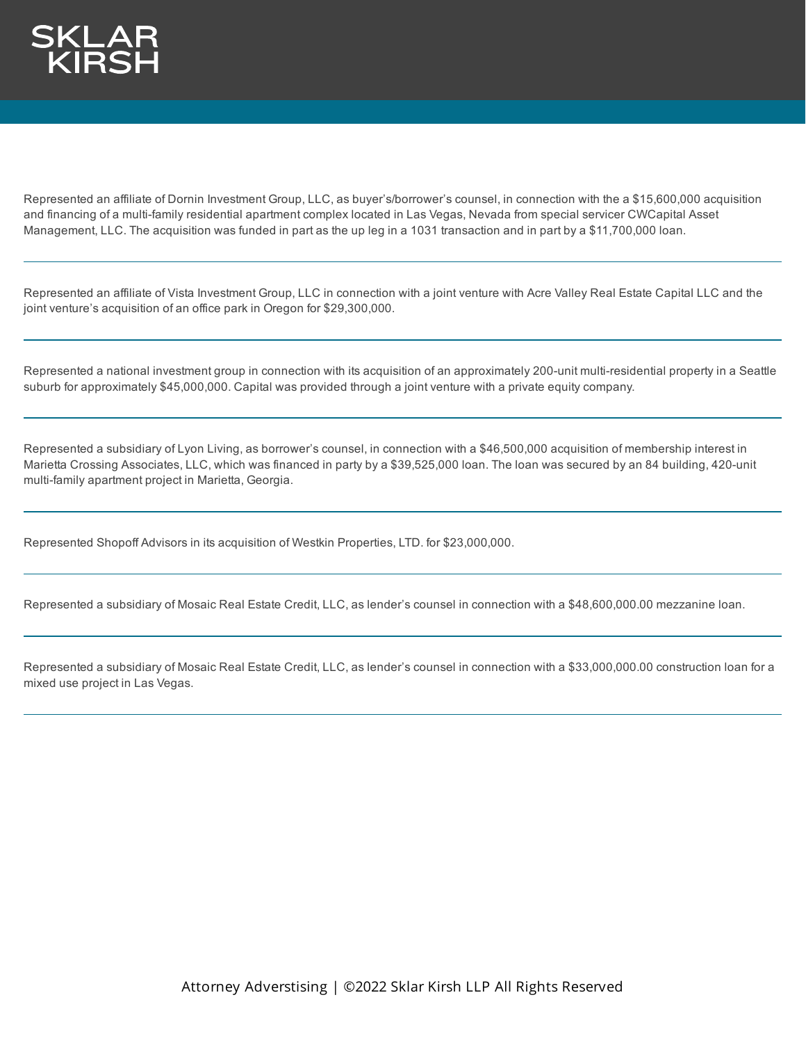Represented an affiliate of Dornin Investment Group, LLC, as buyer's/borrower's counsel, in connection with the a $15,600,000 acquisition and financing of a multi-family residential apartment complex located in Las Vegas, Nevada from special servicer CWCapital Asset Management, LLC. The acquisition was funded in part as the up leg in a 1031 transaction and in part by a $11,700,000 loan.

---

Represented an affiliate of Vista Investment Group, LLC in connection with a joint venture with Acre Valley Real Estate Capital LLC and the joint venture's acquisition of an office park in Oregon for $29,300,000.

---

Represented a national investment group in connection with its acquisition of an approximately 200-unit multi-residential property in a Seattle suburb for approximately $45,000,000. Capital was provided through a joint venture with a private equity company.

---

Represented a subsidiary of Lyon Living, as borrower's counsel, in connection with a $46,500,000 acquisition of membership interest in Marietta Crossing Associates, LLC, which was financed in party by a $39,525,000 loan. The loan was secured by an 84 building, 420-unit multi-family apartment project in Marietta, Georgia.

---

Represented Shopoff Advisors in its acquisition of Westkin Properties, LTD. for $23,000,000.

---

Represented a subsidiary of Mosaic Real Estate Credit, LLC, as lender's counsel in connection with a $48,600,000.00 mezzanine loan.

---

Represented a subsidiary of Mosaic Real Estate Credit, LLC, as lender's counsel in connection with a $33,000,000.00 construction loan for a mixed use project in Las Vegas.

---